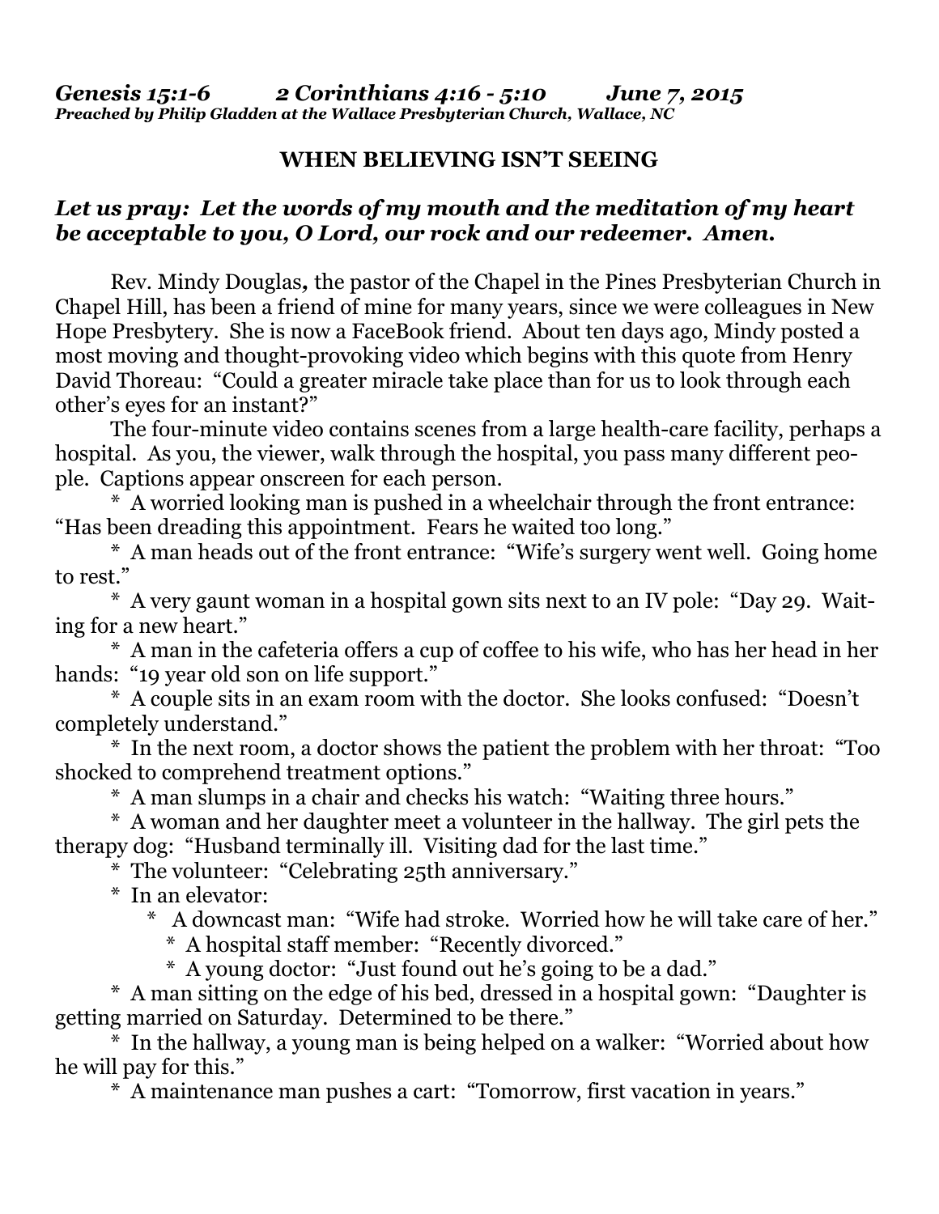***Genesis 15:1-6 2 Corinthians 4:16 - 5:10 June 7, 2015***
***Preached by Philip Gladden at the Wallace Presbyterian Church, Wallace, NC***

**WHEN BELIEVING ISN'T SEEING**

***Let us pray: Let the words of my mouth and the meditation of my heart be acceptable to you, O Lord, our rock and our redeemer. Amen.***

Rev. Mindy Douglas**,** the pastor of the Chapel in the Pines Presbyterian Church in Chapel Hill, has been a friend of mine for many years, since we were colleagues in New Hope Presbytery. She is now a FaceBook friend. About ten days ago, Mindy posted a most moving and thought-provoking video which begins with this quote from Henry David Thoreau: "Could a greater miracle take place than for us to look through each other's eyes for an instant?"

The four-minute video contains scenes from a large health-care facility, perhaps a hospital. As you, the viewer, walk through the hospital, you pass many different people. Captions appear onscreen for each person.

* A worried looking man is pushed in a wheelchair through the front entrance: "Has been dreading this appointment. Fears he waited too long."
* A man heads out of the front entrance: "Wife's surgery went well. Going home to rest."
* A very gaunt woman in a hospital gown sits next to an IV pole: "Day 29. Waiting for a new heart."
* A man in the cafeteria offers a cup of coffee to his wife, who has her head in her hands: "19 year old son on life support."
* A couple sits in an exam room with the doctor. She looks confused: "Doesn't completely understand."
* In the next room, a doctor shows the patient the problem with her throat: "Too shocked to comprehend treatment options."
* A man slumps in a chair and checks his watch: "Waiting three hours."
* A woman and her daughter meet a volunteer in the hallway. The girl pets the therapy dog: "Husband terminally ill. Visiting dad for the last time."
* The volunteer: "Celebrating 25th anniversary."
* In an elevator:
    * A downcast man: "Wife had stroke. Worried how he will take care of her."
    * A hospital staff member: "Recently divorced."
    * A young doctor: "Just found out he's going to be a dad."
* A man sitting on the edge of his bed, dressed in a hospital gown: "Daughter is getting married on Saturday. Determined to be there."
* In the hallway, a young man is being helped on a walker: "Worried about how he will pay for this."
* A maintenance man pushes a cart: "Tomorrow, first vacation in years."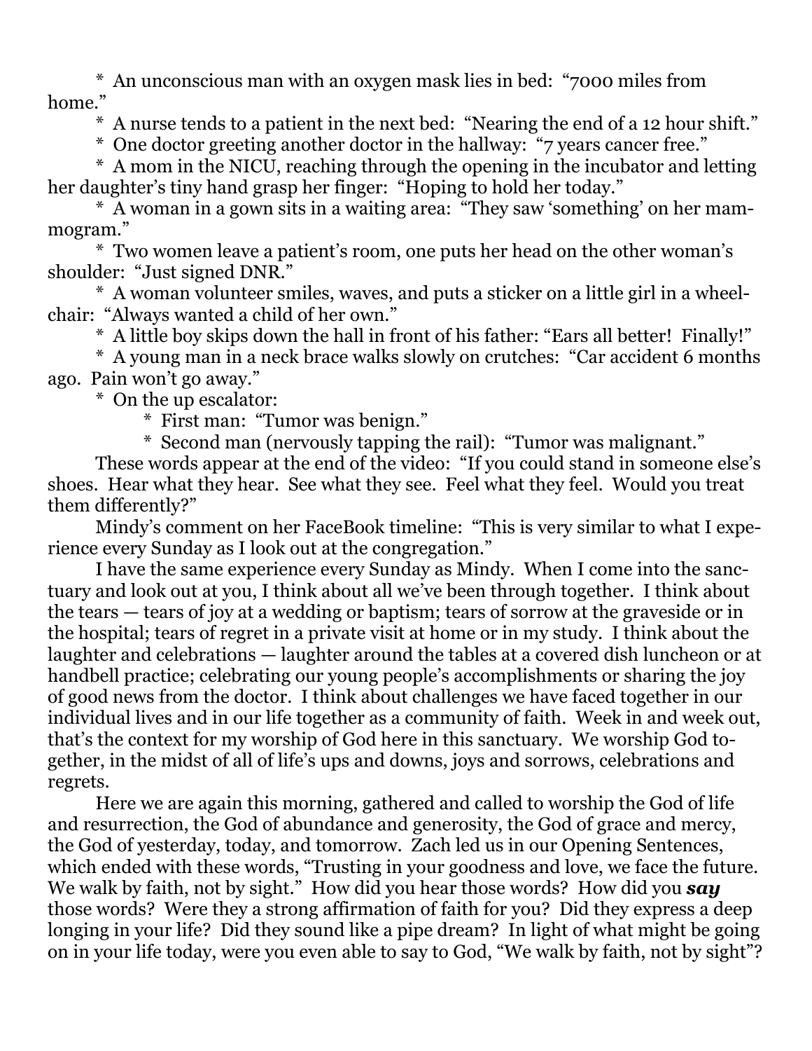\* An unconscious man with an oxygen mask lies in bed: "7000 miles from home."

\* A nurse tends to a patient in the next bed: "Nearing the end of a 12 hour shift."

\* One doctor greeting another doctor in the hallway: "7 years cancer free."

\* A mom in the NICU, reaching through the opening in the incubator and letting her daughter's tiny hand grasp her finger: "Hoping to hold her today."

\* A woman in a gown sits in a waiting area: "They saw 'something' on her mammogram."

\* Two women leave a patient's room, one puts her head on the other woman's shoulder: "Just signed DNR."

\* A woman volunteer smiles, waves, and puts a sticker on a little girl in a wheelchair: "Always wanted a child of her own."

\* A little boy skips down the hall in front of his father: "Ears all better! Finally!"

\* A young man in a neck brace walks slowly on crutches: "Car accident 6 months ago. Pain won't go away."

\* On the up escalator:

  \* First man: "Tumor was benign."

  \* Second man (nervously tapping the rail): "Tumor was malignant."

These words appear at the end of the video: "If you could stand in someone else's shoes. Hear what they hear. See what they see. Feel what they feel. Would you treat them differently?"

Mindy's comment on her FaceBook timeline: "This is very similar to what I experience every Sunday as I look out at the congregation."

I have the same experience every Sunday as Mindy. When I come into the sanctuary and look out at you, I think about all we've been through together. I think about the tears — tears of joy at a wedding or baptism; tears of sorrow at the graveside or in the hospital; tears of regret in a private visit at home or in my study. I think about the laughter and celebrations — laughter around the tables at a covered dish luncheon or at handbell practice; celebrating our young people's accomplishments or sharing the joy of good news from the doctor. I think about challenges we have faced together in our individual lives and in our life together as a community of faith. Week in and week out, that's the context for my worship of God here in this sanctuary. We worship God together, in the midst of all of life's ups and downs, joys and sorrows, celebrations and regrets.

Here we are again this morning, gathered and called to worship the God of life and resurrection, the God of abundance and generosity, the God of grace and mercy, the God of yesterday, today, and tomorrow. Zach led us in our Opening Sentences, which ended with these words, "Trusting in your goodness and love, we face the future. We walk by faith, not by sight." How did you hear those words? How did you ***say*** those words? Were they a strong affirmation of faith for you? Did they express a deep longing in your life? Did they sound like a pipe dream? In light of what might be going on in your life today, were you even able to say to God, "We walk by faith, not by sight"?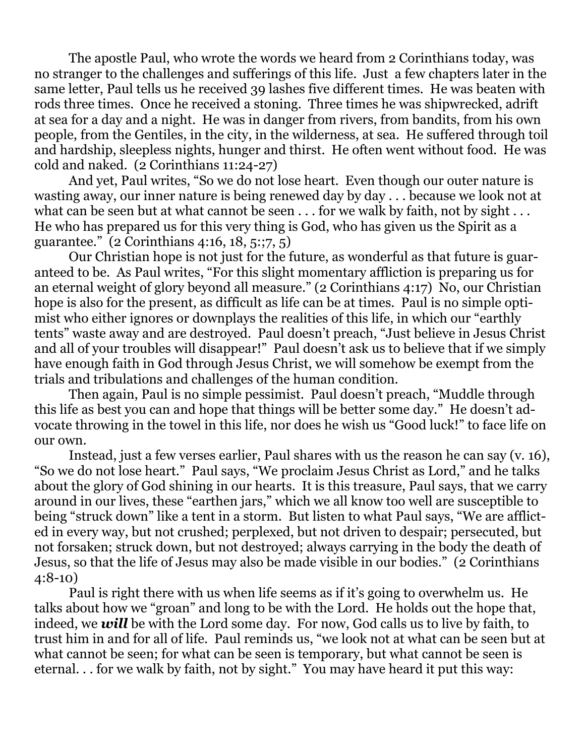The apostle Paul, who wrote the words we heard from 2 Corinthians today, was no stranger to the challenges and sufferings of this life. Just a few chapters later in the same letter, Paul tells us he received 39 lashes five different times. He was beaten with rods three times. Once he received a stoning. Three times he was shipwrecked, adrift at sea for a day and a night. He was in danger from rivers, from bandits, from his own people, from the Gentiles, in the city, in the wilderness, at sea. He suffered through toil and hardship, sleepless nights, hunger and thirst. He often went without food. He was cold and naked. (2 Corinthians 11:24-27)

And yet, Paul writes, "So we do not lose heart. Even though our outer nature is wasting away, our inner nature is being renewed day by day . . . because we look not at what can be seen but at what cannot be seen . . . for we walk by faith, not by sight . . . He who has prepared us for this very thing is God, who has given us the Spirit as a guarantee." (2 Corinthians 4:16, 18, 5:;7, 5)

Our Christian hope is not just for the future, as wonderful as that future is guaranteed to be. As Paul writes, "For this slight momentary affliction is preparing us for an eternal weight of glory beyond all measure." (2 Corinthians 4:17) No, our Christian hope is also for the present, as difficult as life can be at times. Paul is no simple optimist who either ignores or downplays the realities of this life, in which our "earthly tents" waste away and are destroyed. Paul doesn't preach, "Just believe in Jesus Christ and all of your troubles will disappear!" Paul doesn't ask us to believe that if we simply have enough faith in God through Jesus Christ, we will somehow be exempt from the trials and tribulations and challenges of the human condition.

Then again, Paul is no simple pessimist. Paul doesn't preach, "Muddle through this life as best you can and hope that things will be better some day." He doesn't advocate throwing in the towel in this life, nor does he wish us "Good luck!" to face life on our own.

Instead, just a few verses earlier, Paul shares with us the reason he can say (v. 16), "So we do not lose heart." Paul says, "We proclaim Jesus Christ as Lord," and he talks about the glory of God shining in our hearts. It is this treasure, Paul says, that we carry around in our lives, these "earthen jars," which we all know too well are susceptible to being "struck down" like a tent in a storm. But listen to what Paul says, "We are afflicted in every way, but not crushed; perplexed, but not driven to despair; persecuted, but not forsaken; struck down, but not destroyed; always carrying in the body the death of Jesus, so that the life of Jesus may also be made visible in our bodies." (2 Corinthians 4:8-10)

Paul is right there with us when life seems as if it's going to overwhelm us. He talks about how we "groan" and long to be with the Lord. He holds out the hope that, indeed, we ***will*** be with the Lord some day. For now, God calls us to live by faith, to trust him in and for all of life. Paul reminds us, "we look not at what can be seen but at what cannot be seen; for what can be seen is temporary, but what cannot be seen is eternal. . . for we walk by faith, not by sight." You may have heard it put this way: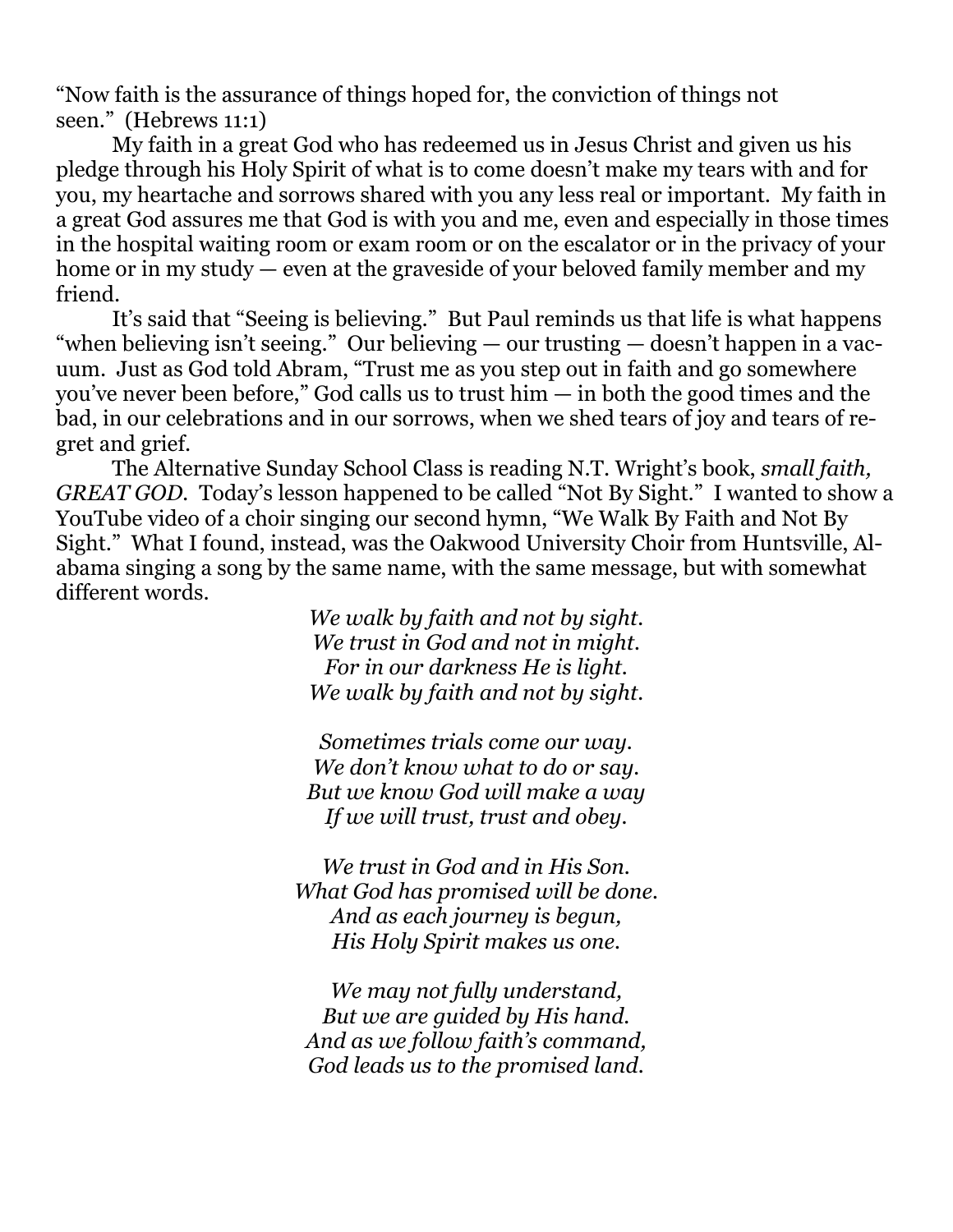"Now faith is the assurance of things hoped for, the conviction of things not seen." (Hebrews 11:1)

My faith in a great God who has redeemed us in Jesus Christ and given us his pledge through his Holy Spirit of what is to come doesn't make my tears with and for you, my heartache and sorrows shared with you any less real or important. My faith in a great God assures me that God is with you and me, even and especially in those times in the hospital waiting room or exam room or on the escalator or in the privacy of your home or in my study — even at the graveside of your beloved family member and my friend.

It's said that "Seeing is believing." But Paul reminds us that life is what happens "when believing isn't seeing." Our believing — our trusting — doesn't happen in a vacuum. Just as God told Abram, "Trust me as you step out in faith and go somewhere you've never been before," God calls us to trust him — in both the good times and the bad, in our celebrations and in our sorrows, when we shed tears of joy and tears of regret and grief.

The Alternative Sunday School Class is reading N.T. Wright's book, *small faith, GREAT GOD.* Today's lesson happened to be called "Not By Sight." I wanted to show a YouTube video of a choir singing our second hymn, "We Walk By Faith and Not By Sight." What I found, instead, was the Oakwood University Choir from Huntsville, Alabama singing a song by the same name, with the same message, but with somewhat different words.

*We walk by faith and not by sight.*
*We trust in God and not in might.*
*For in our darkness He is light.*
*We walk by faith and not by sight.*

*Sometimes trials come our way.*
*We don't know what to do or say.*
*But we know God will make a way*
*If we will trust, trust and obey.*

*We trust in God and in His Son.*
*What God has promised will be done.*
*And as each journey is begun,*
*His Holy Spirit makes us one.*

*We may not fully understand,*
*But we are guided by His hand.*
*And as we follow faith's command,*
*God leads us to the promised land.*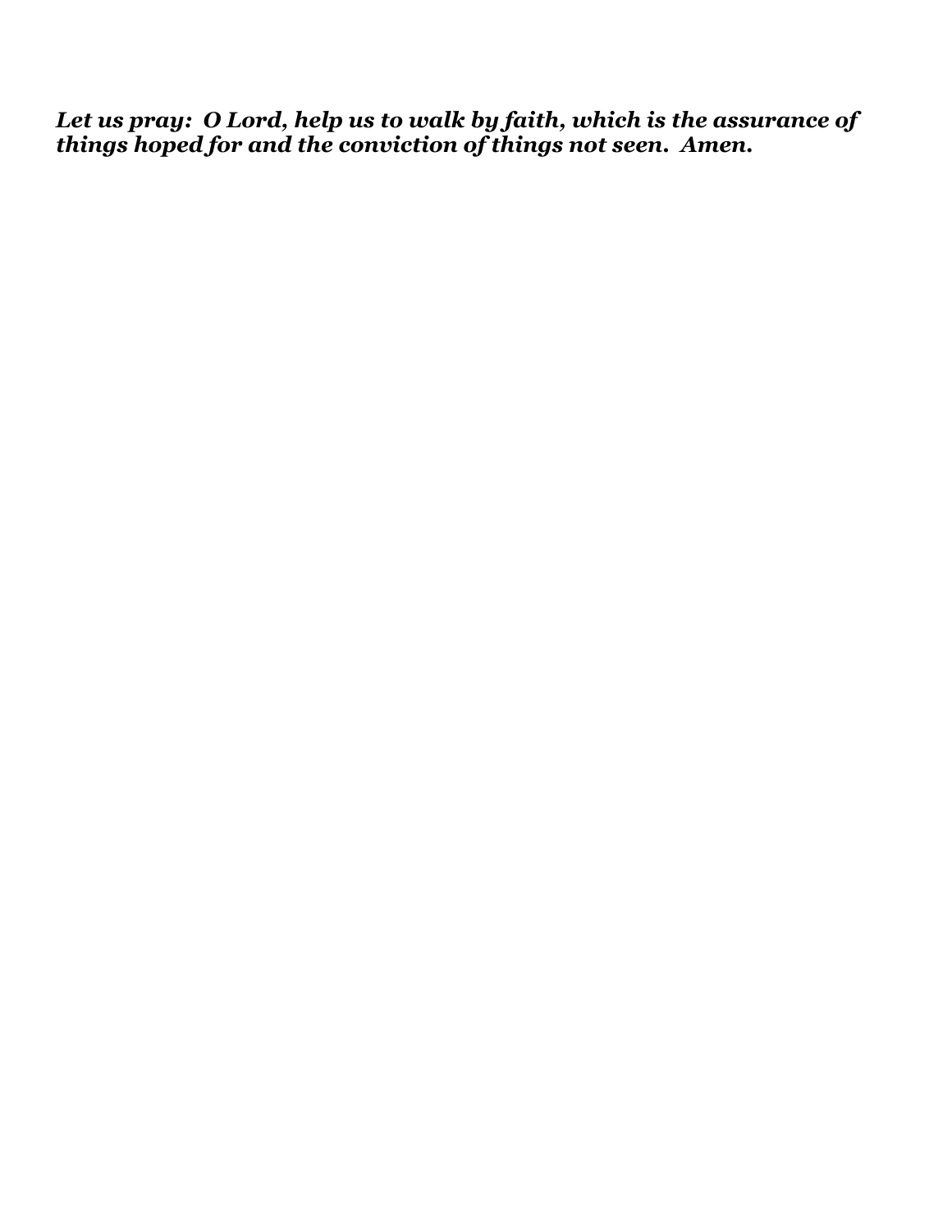***Let us pray:  O Lord, help us to walk by faith, which is the assurance of things hoped for and the conviction of things not seen.  Amen.***